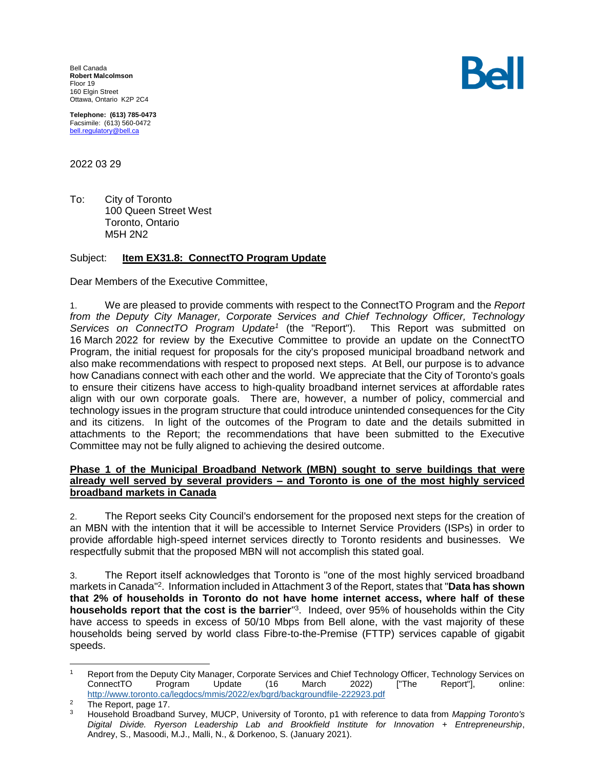Bell Canada
**Robert Malcolmson**
Floor 19
160 Elgin Street
Ottawa, Ontario K2P 2C4

**Telephone: (613) 785-0473**
Facsimile: (613) 560-0472
bell.regulatory@bell.ca

Bell

2022 03 29

To: City of Toronto
100 Queen Street West
Toronto, Ontario
M5H 2N2

Subject: **Item EX31.8: ConnectTO Program Update**

Dear Members of the Executive Committee,

1. We are pleased to provide comments with respect to the ConnectTO Program and the *Report from the Deputy City Manager, Corporate Services and Chief Technology Officer, Technology Services on ConnectTO Program Update*[1] (the "Report"). This Report was submitted on 16 March 2022 for review by the Executive Committee to provide an update on the ConnectTO Program, the initial request for proposals for the city's proposed municipal broadband network and also make recommendations with respect to proposed next steps. At Bell, our purpose is to advance how Canadians connect with each other and the world. We appreciate that the City of Toronto's goals to ensure their citizens have access to high-quality broadband internet services at affordable rates align with our own corporate goals. There are, however, a number of policy, commercial and technology issues in the program structure that could introduce unintended consequences for the City and its citizens. In light of the outcomes of the Program to date and the details submitted in attachments to the Report; the recommendations that have been submitted to the Executive Committee may not be fully aligned to achieving the desired outcome.

**Phase 1 of the Municipal Broadband Network (MBN) sought to serve buildings that were already well served by several providers – and Toronto is one of the most highly serviced broadband markets in Canada**

2. The Report seeks City Council's endorsement for the proposed next steps for the creation of an MBN with the intention that it will be accessible to Internet Service Providers (ISPs) in order to provide affordable high-speed internet services directly to Toronto residents and businesses. We respectfully submit that the proposed MBN will not accomplish this stated goal.

3. The Report itself acknowledges that Toronto is "one of the most highly serviced broadband markets in Canada"[2]. Information included in Attachment 3 of the Report, states that "**Data has shown that 2% of households in Toronto do not have home internet access, where half of these households report that the cost is the barrier**"[3]. Indeed, over 95% of households within the City have access to speeds in excess of 50/10 Mbps from Bell alone, with the vast majority of these households being served by world class Fibre-to-the-Premise (FTTP) services capable of gigabit speeds.

---

[1] Report from the Deputy City Manager, Corporate Services and Chief Technology Officer, Technology Services on ConnectTO Program Update (16 March 2022) ["The Report"], online: http://www.toronto.ca/legdocs/mmis/2022/ex/bgrd/backgroundfile-222923.pdf

[2] The Report, page 17.

[3] Household Broadband Survey, MUCP, University of Toronto, p1 with reference to data from *Mapping Toronto's Digital Divide. Ryerson Leadership Lab and Brookfield Institute for Innovation + Entrepreneurship*, Andrey, S., Masoodi, M.J., Malli, N., & Dorkenoo, S. (January 2021).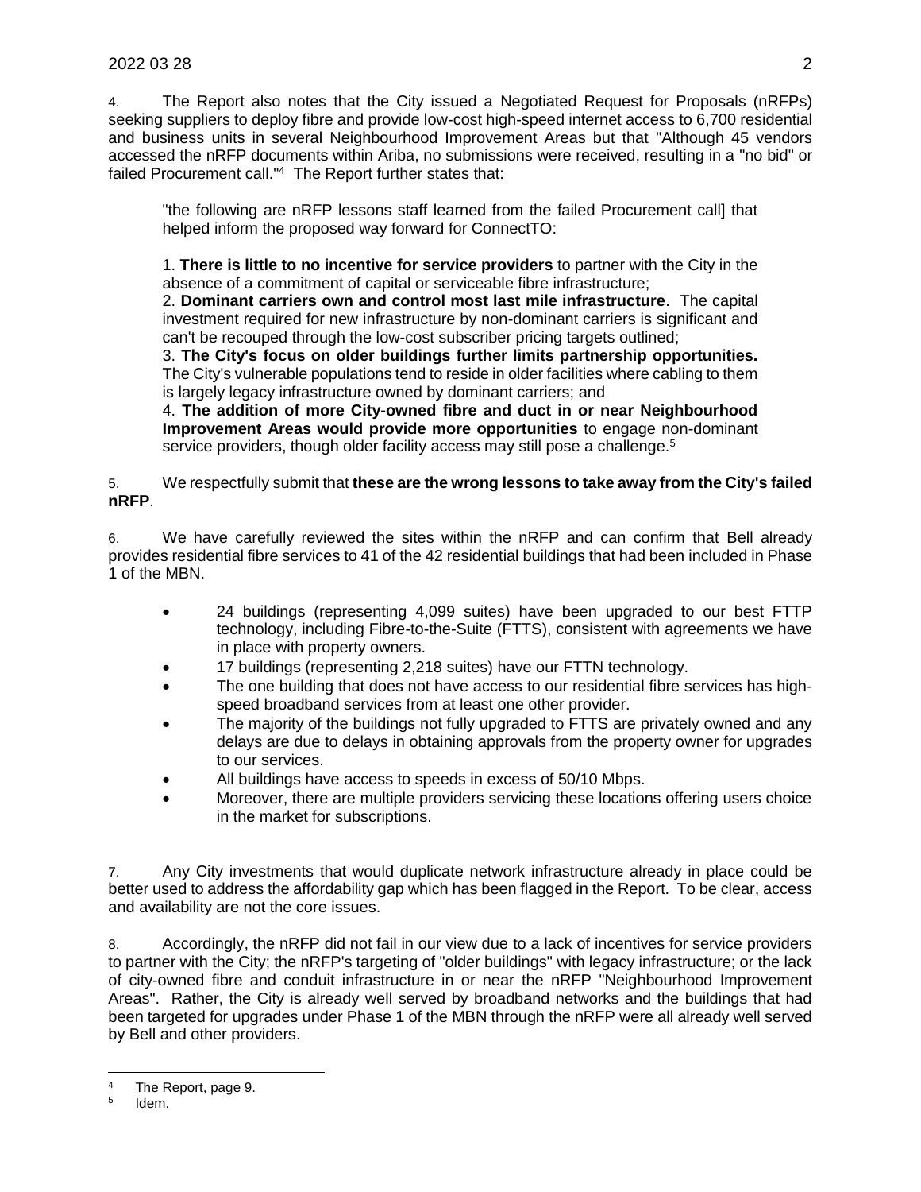4. The Report also notes that the City issued a Negotiated Request for Proposals (nRFPs) seeking suppliers to deploy fibre and provide low-cost high-speed internet access to 6,700 residential and business units in several Neighbourhood Improvement Areas but that "Although 45 vendors accessed the nRFP documents within Ariba, no submissions were received, resulting in a "no bid" or failed Procurement call."[4] The Report further states that:

> "the following are nRFP lessons staff learned from the failed Procurement call] that helped inform the proposed way forward for ConnectTO:
>
> 1. **There is little to no incentive for service providers** to partner with the City in the absence of a commitment of capital or serviceable fibre infrastructure;
> 2. **Dominant carriers own and control most last mile infrastructure**. The capital investment required for new infrastructure by non-dominant carriers is significant and can't be recouped through the low-cost subscriber pricing targets outlined;
> 3. **The City's focus on older buildings further limits partnership opportunities.** The City's vulnerable populations tend to reside in older facilities where cabling to them is largely legacy infrastructure owned by dominant carriers; and
> 4. **The addition of more City-owned fibre and duct in or near Neighbourhood Improvement Areas would provide more opportunities** to engage non-dominant service providers, though older facility access may still pose a challenge.[5]

5. We respectfully submit that **these are the wrong lessons to take away from the City's failed nRFP**.

6. We have carefully reviewed the sites within the nRFP and can confirm that Bell already provides residential fibre services to 41 of the 42 residential buildings that had been included in Phase 1 of the MBN.

- 24 buildings (representing 4,099 suites) have been upgraded to our best FTTP technology, including Fibre-to-the-Suite (FTTS), consistent with agreements we have in place with property owners.
- 17 buildings (representing 2,218 suites) have our FTTN technology.
- The one building that does not have access to our residential fibre services has high-speed broadband services from at least one other provider.
- The majority of the buildings not fully upgraded to FTTS are privately owned and any delays are due to delays in obtaining approvals from the property owner for upgrades to our services.
- All buildings have access to speeds in excess of 50/10 Mbps.
- Moreover, there are multiple providers servicing these locations offering users choice in the market for subscriptions.

7. Any City investments that would duplicate network infrastructure already in place could be better used to address the affordability gap which has been flagged in the Report. To be clear, access and availability are not the core issues.

8. Accordingly, the nRFP did not fail in our view due to a lack of incentives for service providers to partner with the City; the nRFP's targeting of "older buildings" with legacy infrastructure; or the lack of city-owned fibre and conduit infrastructure in or near the nRFP "Neighbourhood Improvement Areas". Rather, the City is already well served by broadband networks and the buildings that had been targeted for upgrades under Phase 1 of the MBN through the nRFP were all already well served by Bell and other providers.

---

[4] The Report, page 9.

[5] Idem.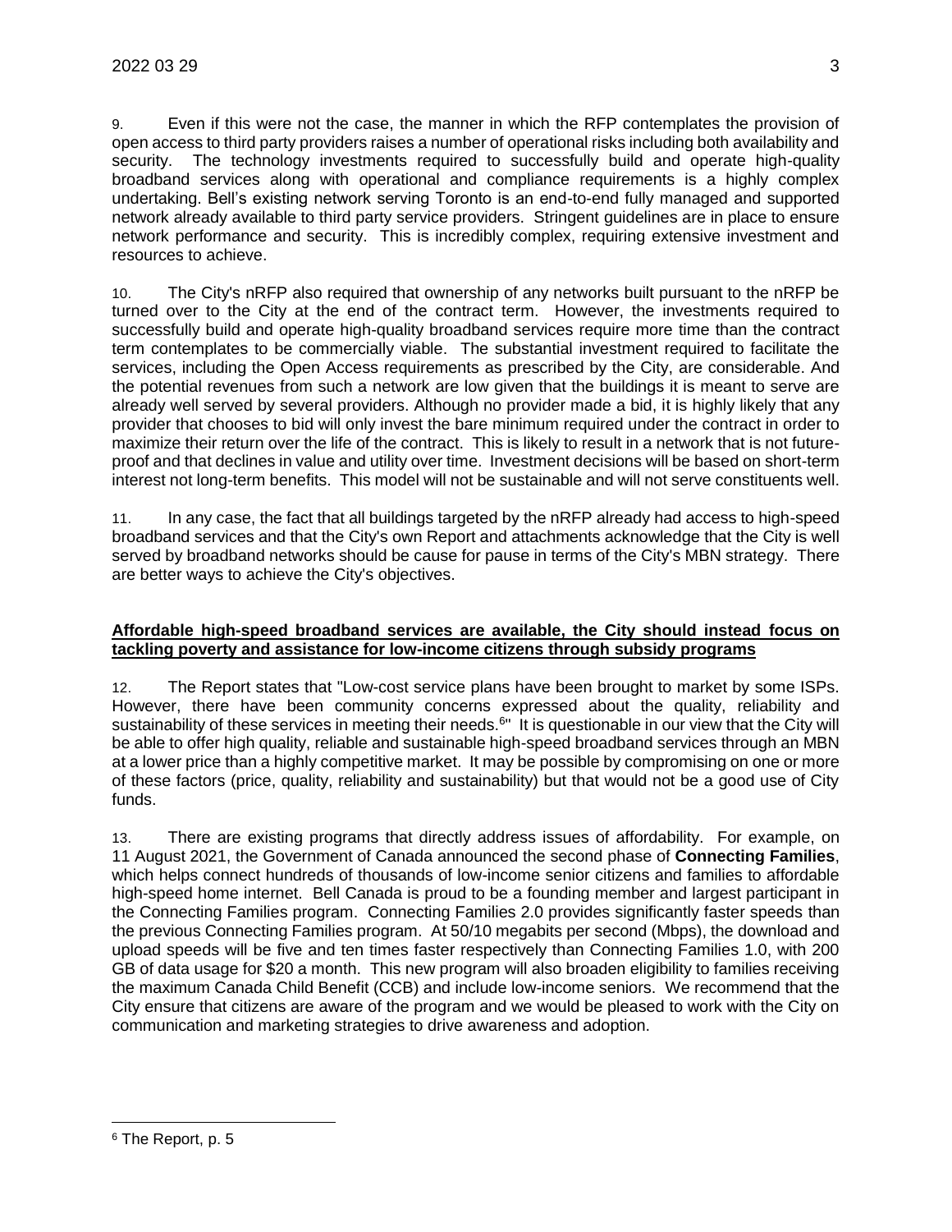9. Even if this were not the case, the manner in which the RFP contemplates the provision of open access to third party providers raises a number of operational risks including both availability and security. The technology investments required to successfully build and operate high-quality broadband services along with operational and compliance requirements is a highly complex undertaking. Bell's existing network serving Toronto is an end-to-end fully managed and supported network already available to third party service providers. Stringent guidelines are in place to ensure network performance and security. This is incredibly complex, requiring extensive investment and resources to achieve.

10. The City's nRFP also required that ownership of any networks built pursuant to the nRFP be turned over to the City at the end of the contract term. However, the investments required to successfully build and operate high-quality broadband services require more time than the contract term contemplates to be commercially viable. The substantial investment required to facilitate the services, including the Open Access requirements as prescribed by the City, are considerable. And the potential revenues from such a network are low given that the buildings it is meant to serve are already well served by several providers. Although no provider made a bid, it is highly likely that any provider that chooses to bid will only invest the bare minimum required under the contract in order to maximize their return over the life of the contract. This is likely to result in a network that is not future-proof and that declines in value and utility over time. Investment decisions will be based on short-term interest not long-term benefits. This model will not be sustainable and will not serve constituents well.

11. In any case, the fact that all buildings targeted by the nRFP already had access to high-speed broadband services and that the City's own Report and attachments acknowledge that the City is well served by broadband networks should be cause for pause in terms of the City's MBN strategy. There are better ways to achieve the City's objectives.

**Affordable high-speed broadband services are available, the City should instead focus on tackling poverty and assistance for low-income citizens through subsidy programs**

12. The Report states that "Low-cost service plans have been brought to market by some ISPs. However, there have been community concerns expressed about the quality, reliability and sustainability of these services in meeting their needs.[6]" It is questionable in our view that the City will be able to offer high quality, reliable and sustainable high-speed broadband services through an MBN at a lower price than a highly competitive market. It may be possible by compromising on one or more of these factors (price, quality, reliability and sustainability) but that would not be a good use of City funds.

13. There are existing programs that directly address issues of affordability. For example, on 11 August 2021, the Government of Canada announced the second phase of **Connecting Families**, which helps connect hundreds of thousands of low-income senior citizens and families to affordable high-speed home internet. Bell Canada is proud to be a founding member and largest participant in the Connecting Families program. Connecting Families 2.0 provides significantly faster speeds than the previous Connecting Families program. At 50/10 megabits per second (Mbps), the download and upload speeds will be five and ten times faster respectively than Connecting Families 1.0, with 200 GB of data usage for $20 a month. This new program will also broaden eligibility to families receiving the maximum Canada Child Benefit (CCB) and include low-income seniors. We recommend that the City ensure that citizens are aware of the program and we would be pleased to work with the City on communication and marketing strategies to drive awareness and adoption.

[6] The Report, p. 5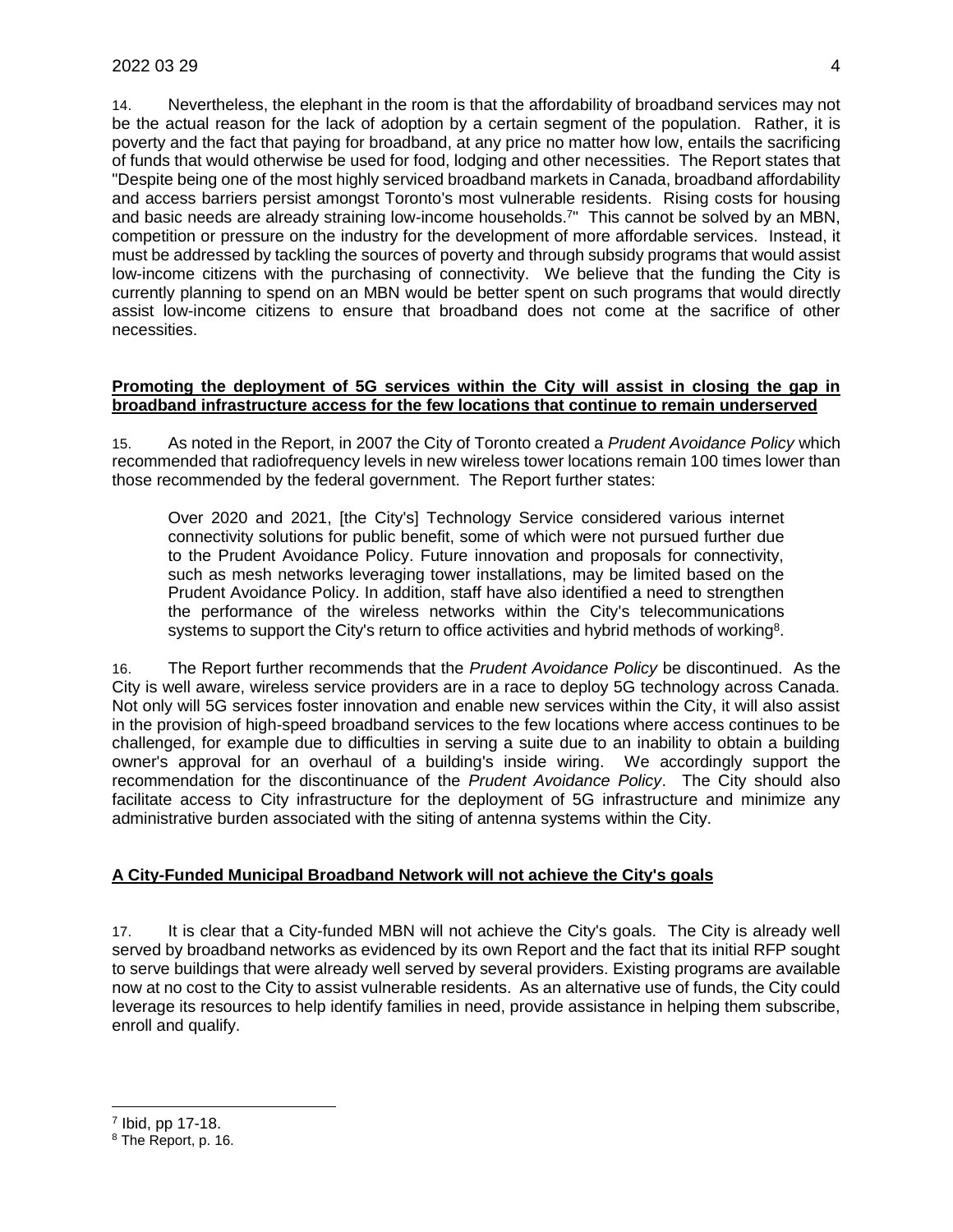14. Nevertheless, the elephant in the room is that the affordability of broadband services may not be the actual reason for the lack of adoption by a certain segment of the population. Rather, it is poverty and the fact that paying for broadband, at any price no matter how low, entails the sacrificing of funds that would otherwise be used for food, lodging and other necessities. The Report states that "Despite being one of the most highly serviced broadband markets in Canada, broadband affordability and access barriers persist amongst Toronto's most vulnerable residents. Rising costs for housing and basic needs are already straining low-income households.[7]" This cannot be solved by an MBN, competition or pressure on the industry for the development of more affordable services. Instead, it must be addressed by tackling the sources of poverty and through subsidy programs that would assist low-income citizens with the purchasing of connectivity. We believe that the funding the City is currently planning to spend on an MBN would be better spent on such programs that would directly assist low-income citizens to ensure that broadband does not come at the sacrifice of other necessities.

**Promoting the deployment of 5G services within the City will assist in closing the gap in broadband infrastructure access for the few locations that continue to remain underserved**

15. As noted in the Report, in 2007 the City of Toronto created a *Prudent Avoidance Policy* which recommended that radiofrequency levels in new wireless tower locations remain 100 times lower than those recommended by the federal government. The Report further states:

> Over 2020 and 2021, [the City's] Technology Service considered various internet connectivity solutions for public benefit, some of which were not pursued further due to the Prudent Avoidance Policy. Future innovation and proposals for connectivity, such as mesh networks leveraging tower installations, may be limited based on the Prudent Avoidance Policy. In addition, staff have also identified a need to strengthen the performance of the wireless networks within the City's telecommunications systems to support the City's return to office activities and hybrid methods of working[8].

16. The Report further recommends that the *Prudent Avoidance Policy* be discontinued. As the City is well aware, wireless service providers are in a race to deploy 5G technology across Canada. Not only will 5G services foster innovation and enable new services within the City, it will also assist in the provision of high-speed broadband services to the few locations where access continues to be challenged, for example due to difficulties in serving a suite due to an inability to obtain a building owner's approval for an overhaul of a building's inside wiring. We accordingly support the recommendation for the discontinuance of the *Prudent Avoidance Policy*. The City should also facilitate access to City infrastructure for the deployment of 5G infrastructure and minimize any administrative burden associated with the siting of antenna systems within the City.

**A City-Funded Municipal Broadband Network will not achieve the City's goals**

17. It is clear that a City-funded MBN will not achieve the City's goals. The City is already well served by broadband networks as evidenced by its own Report and the fact that its initial RFP sought to serve buildings that were already well served by several providers. Existing programs are available now at no cost to the City to assist vulnerable residents. As an alternative use of funds, the City could leverage its resources to help identify families in need, provide assistance in helping them subscribe, enroll and qualify.

---

[7] Ibid, pp 17-18.

[8] The Report, p. 16.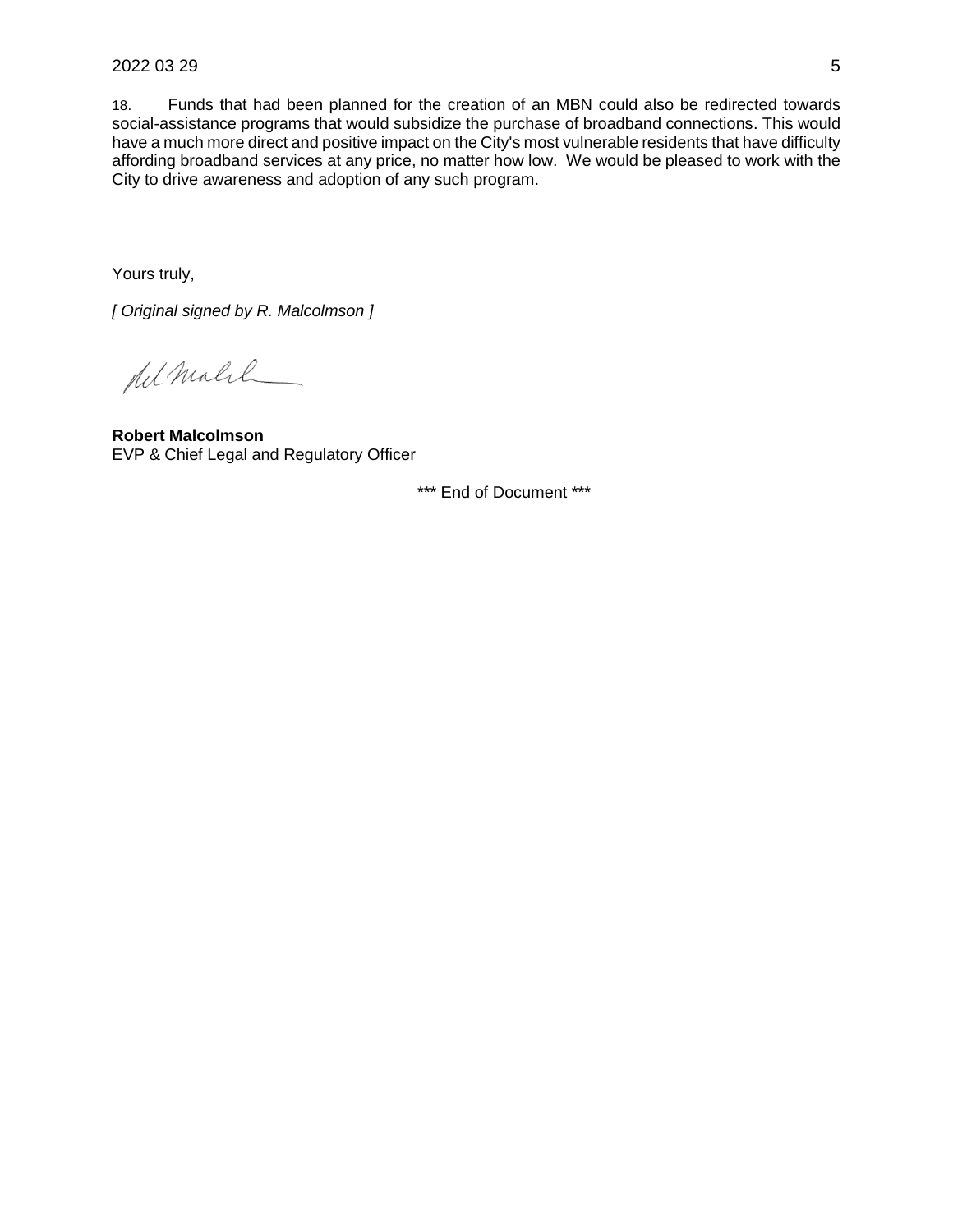18. Funds that had been planned for the creation of an MBN could also be redirected towards social-assistance programs that would subsidize the purchase of broadband connections. This would have a much more direct and positive impact on the City's most vulnerable residents that have difficulty affording broadband services at any price, no matter how low. We would be pleased to work with the City to drive awareness and adoption of any such program.

Yours truly,

*[ Original signed by R. Malcolmson ]*

**Robert Malcolmson**
EVP & Chief Legal and Regulatory Officer

\*\*\* End of Document \*\*\*